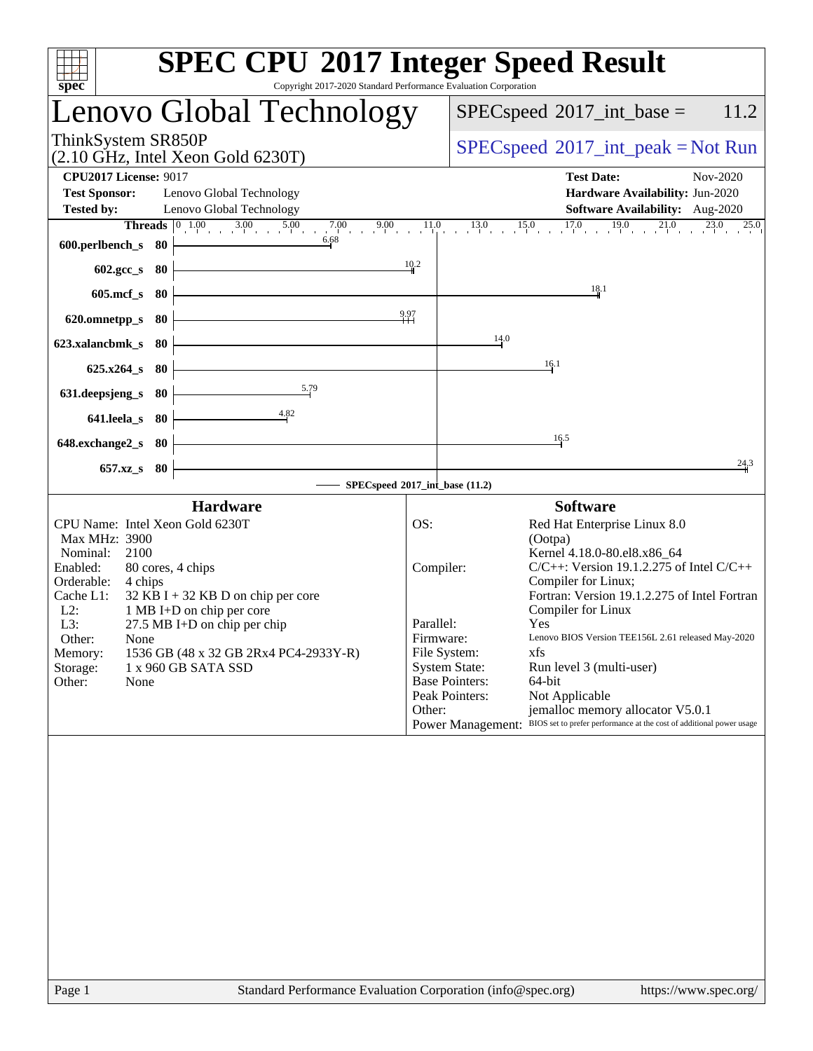# SPEC CPU 2017 Integer Speed Result

Copyright 2017-2020 Standard Performance Evaluation Corporation

## Lenovo Global Technology

ThinkSystem SR850P
(2.10 GHz, Intel Xeon Gold 6230T)

SPECspeed 2017_int_base = 11.2

SPECspeed 2017_int_peak = Not Run

**CPU2017 License:** 9017
**Test Sponsor:** Lenovo Global Technology
**Tested by:** Lenovo Global Technology

**Test Date:** Nov-2020
**Hardware Availability:** Jun-2020
**Software Availability:** Aug-2020

| Benchmark | Threads | Base |
|---|---|---|
| 600.perlbench_s | 80 | 6.68 |
| 602.gcc_s | 80 | 10.2 |
| 605.mcf_s | 80 | 18.1 |
| 620.omnetpp_s | 80 | 9.97 |
| 623.xalancbmk_s | 80 | 14.0 |
| 625.x264_s | 80 | 16.1 |
| 631.deepsjeng_s | 80 | 5.79 |
| 641.leela_s | 80 | 4.82 |
| 648.exchange2_s | 80 | 16.5 |
| 657.xz_s | 80 | 24.3 |

SPECspeed 2017_int_base (11.2)

### Hardware

| | |
|---|---|
| CPU Name: | Intel Xeon Gold 6230T |
| Max MHz: | 3900 |
| Nominal: | 2100 |
| Enabled: | 80 cores, 4 chips |
| Orderable: | 4 chips |
| Cache L1: | 32 KB I + 32 KB D on chip per core |
| L2: | 1 MB I+D on chip per core |
| L3: | 27.5 MB I+D on chip per chip |
| Other: | None |
| Memory: | 1536 GB (48 x 32 GB 2Rx4 PC4-2933Y-R) |
| Storage: | 1 x 960 GB SATA SSD |
| Other: | None |

### Software

| | |
|---|---|
| OS: | Red Hat Enterprise Linux 8.0 (Ootpa) Kernel 4.18.0-80.el8.x86_64 |
| Compiler: | C/C++: Version 19.1.2.275 of Intel C/C++ Compiler for Linux; Fortran: Version 19.1.2.275 of Intel Fortran Compiler for Linux |
| Parallel: | Yes |
| Firmware: | Lenovo BIOS Version TEE156L 2.61 released May-2020 |
| File System: | xfs |
| System State: | Run level 3 (multi-user) |
| Base Pointers: | 64-bit |
| Peak Pointers: | Not Applicable |
| Other: | jemalloc memory allocator V5.0.1 |
| Power Management: | BIOS set to prefer performance at the cost of additional power usage |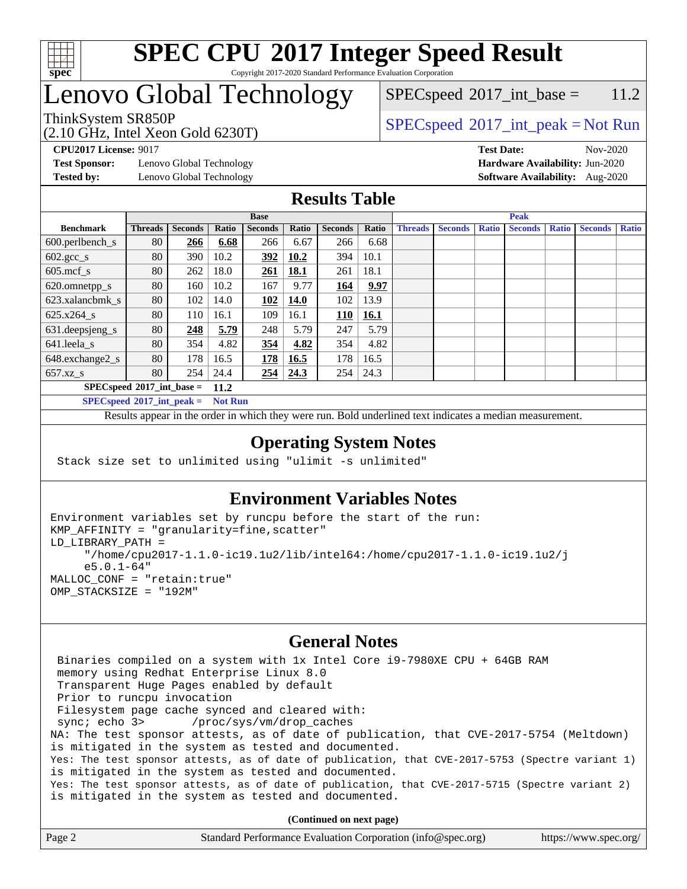# SPEC CPU 2017 Integer Speed Result

Copyright 2017-2020 Standard Performance Evaluation Corporation

## Lenovo Global Technology

ThinkSystem SR850P
(2.10 GHz, Intel Xeon Gold 6230T)

SPECspeed 2017_int_base = 11.2

SPECspeed 2017_int_peak = Not Run

**CPU2017 License:** 9017
**Test Sponsor:** Lenovo Global Technology
**Tested by:** Lenovo Global Technology

**Test Date:** Nov-2020
**Hardware Availability:** Jun-2020
**Software Availability:** Aug-2020

## Results Table

| Benchmark | Base | | | | | | | Peak | | | | | | |
|---|---|---|---|---|---|---|---|---|---|---|---|---|---|---|
| | Threads | Seconds | Ratio | Seconds | Ratio | Seconds | Ratio | Threads | Seconds | Ratio | Seconds | Ratio | Seconds | Ratio |
| 600.perlbench_s | 80 | **266** | **6.68** | 266 | 6.67 | 266 | 6.68 | | | | | | | |
| 602.gcc_s | 80 | 390 | 10.2 | **392** | **10.2** | 394 | 10.1 | | | | | | | |
| 605.mcf_s | 80 | 262 | 18.0 | **261** | **18.1** | 261 | 18.1 | | | | | | | |
| 620.omnetpp_s | 80 | 160 | 10.2 | 167 | 9.77 | **164** | **9.97** | | | | | | | |
| 623.xalancbmk_s | 80 | 102 | 14.0 | **102** | **14.0** | 102 | 13.9 | | | | | | | |
| 625.x264_s | 80 | 110 | 16.1 | 109 | 16.1 | **110** | **16.1** | | | | | | | |
| 631.deepsjeng_s | 80 | **248** | **5.79** | 248 | 5.79 | 247 | 5.79 | | | | | | | |
| 641.leela_s | 80 | 354 | 4.82 | **354** | **4.82** | 354 | 4.82 | | | | | | | |
| 648.exchange2_s | 80 | 178 | 16.5 | **178** | **16.5** | 178 | 16.5 | | | | | | | |
| 657.xz_s | 80 | 254 | 24.4 | **254** | **24.3** | 254 | 24.3 | | | | | | | |

**SPECspeed 2017_int_base = 11.2**

**SPECspeed 2017_int_peak = Not Run**

Results appear in the order in which they were run. Bold underlined text indicates a median measurement.

## Operating System Notes

```
Stack size set to unlimited using "ulimit -s unlimited"
```

## Environment Variables Notes

```
Environment variables set by runcpu before the start of the run:
KMP_AFFINITY = "granularity=fine,scatter"
LD_LIBRARY_PATH =
     "/home/cpu2017-1.1.0-ic19.1u2/lib/intel64:/home/cpu2017-1.1.0-ic19.1u2/j
     e5.0.1-64"
MALLOC_CONF = "retain:true"
OMP_STACKSIZE = "192M"
```

## General Notes

```
Binaries compiled on a system with 1x Intel Core i9-7980XE CPU + 64GB RAM
memory using Redhat Enterprise Linux 8.0
Transparent Huge Pages enabled by default
Prior to runcpu invocation
Filesystem page cache synced and cleared with:
sync; echo 3>       /proc/sys/vm/drop_caches
NA: The test sponsor attests, as of date of publication, that CVE-2017-5754 (Meltdown)
is mitigated in the system as tested and documented.
Yes: The test sponsor attests, as of date of publication, that CVE-2017-5753 (Spectre variant 1)
is mitigated in the system as tested and documented.
Yes: The test sponsor attests, as of date of publication, that CVE-2017-5715 (Spectre variant 2)
is mitigated in the system as tested and documented.
```

**(Continued on next page)**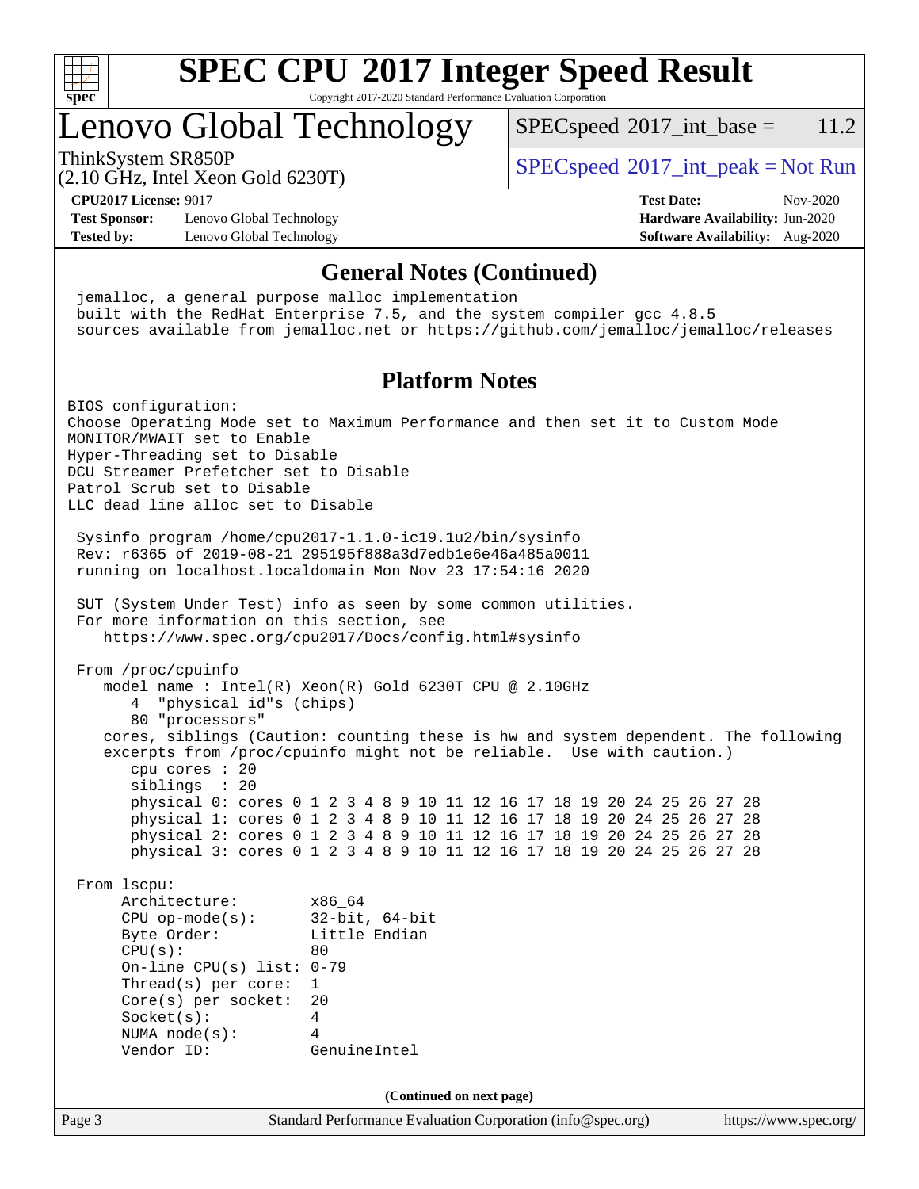# SPEC CPU 2017 Integer Speed Result

Copyright 2017-2020 Standard Performance Evaluation Corporation

## Lenovo Global Technology

ThinkSystem SR850P
(2.10 GHz, Intel Xeon Gold 6230T)

SPECspeed 2017_int_base = 11.2

SPECspeed 2017_int_peak = Not Run

**CPU2017 License:** 9017
**Test Sponsor:** Lenovo Global Technology
**Tested by:** Lenovo Global Technology

**Test Date:** Nov-2020
**Hardware Availability:** Jun-2020
**Software Availability:** Aug-2020

### General Notes (Continued)

```
 jemalloc, a general purpose malloc implementation
 built with the RedHat Enterprise 7.5, and the system compiler gcc 4.8.5
 sources available from jemalloc.net or https://github.com/jemalloc/jemalloc/releases
```

### Platform Notes

```
BIOS configuration:
Choose Operating Mode set to Maximum Performance and then set it to Custom Mode
MONITOR/MWAIT set to Enable
Hyper-Threading set to Disable
DCU Streamer Prefetcher set to Disable
Patrol Scrub set to Disable
LLC dead line alloc set to Disable

 Sysinfo program /home/cpu2017-1.1.0-ic19.1u2/bin/sysinfo
 Rev: r6365 of 2019-08-21 295195f888a3d7edb1e6e46a485a0011
 running on localhost.localdomain Mon Nov 23 17:54:16 2020

 SUT (System Under Test) info as seen by some common utilities.
 For more information on this section, see
    https://www.spec.org/cpu2017/Docs/config.html#sysinfo

 From /proc/cpuinfo
    model name : Intel(R) Xeon(R) Gold 6230T CPU @ 2.10GHz
       4  "physical id"s (chips)
       80 "processors"
    cores, siblings (Caution: counting these is hw and system dependent. The following
    excerpts from /proc/cpuinfo might not be reliable.  Use with caution.)
       cpu cores : 20
       siblings  : 20
       physical 0: cores 0 1 2 3 4 8 9 10 11 12 16 17 18 19 20 24 25 26 27 28
       physical 1: cores 0 1 2 3 4 8 9 10 11 12 16 17 18 19 20 24 25 26 27 28
       physical 2: cores 0 1 2 3 4 8 9 10 11 12 16 17 18 19 20 24 25 26 27 28
       physical 3: cores 0 1 2 3 4 8 9 10 11 12 16 17 18 19 20 24 25 26 27 28

 From lscpu:
      Architecture:        x86_64
      CPU op-mode(s):      32-bit, 64-bit
      Byte Order:          Little Endian
      CPU(s):              80
      On-line CPU(s) list: 0-79
      Thread(s) per core:  1
      Core(s) per socket:  20
      Socket(s):           4
      NUMA node(s):        4
      Vendor ID:           GenuineIntel
```

(Continued on next page)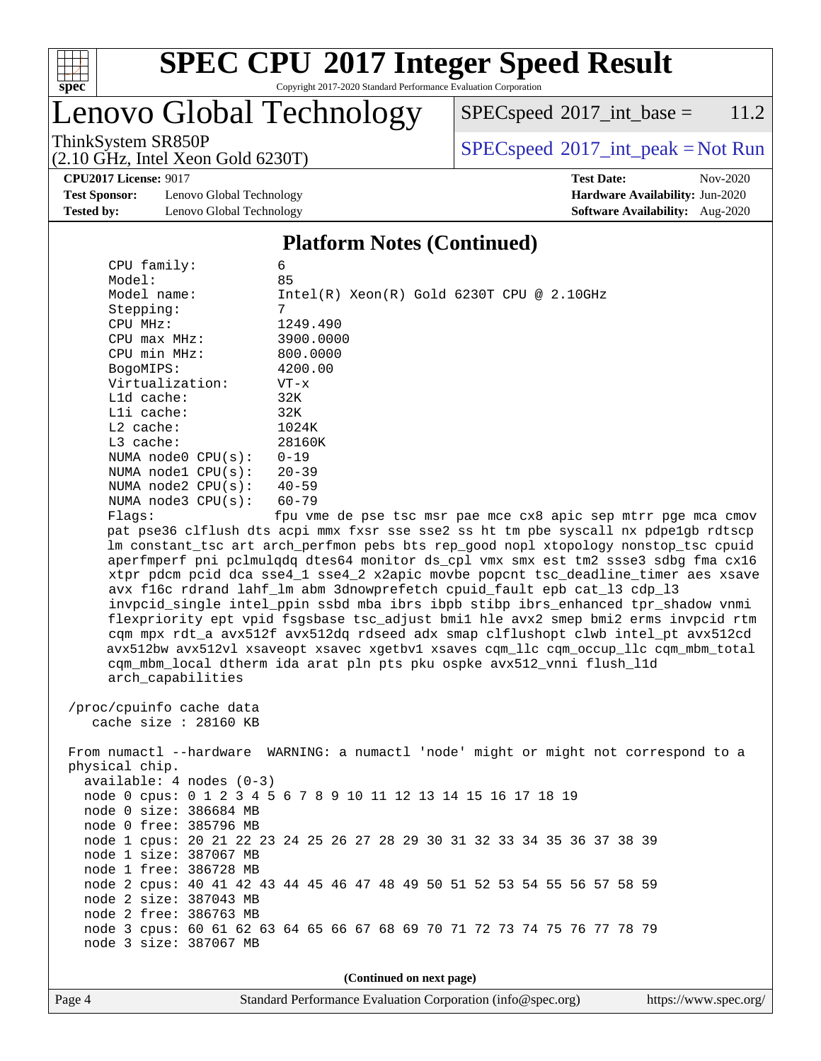## Platform Notes (Continued)

```
    CPU family:          6
    Model:               85
    Model name:          Intel(R) Xeon(R) Gold 6230T CPU @ 2.10GHz
    Stepping:            7
    CPU MHz:             1249.490
    CPU max MHz:         3900.0000
    CPU min MHz:         800.0000
    BogoMIPS:            4200.00
    Virtualization:      VT-x
    L1d cache:           32K
    L1i cache:           32K
    L2 cache:            1024K
    L3 cache:            28160K
    NUMA node0 CPU(s):   0-19
    NUMA node1 CPU(s):   20-39
    NUMA node2 CPU(s):   40-59
    NUMA node3 CPU(s):   60-79
    Flags:               fpu vme de pse tsc msr pae mce cx8 apic sep mtrr pge mca cmov
    pat pse36 clflush dts acpi mmx fxsr sse sse2 ss ht tm pbe syscall nx pdpe1gb rdtscp
    lm constant_tsc art arch_perfmon pebs bts rep_good nopl xtopology nonstop_tsc cpuid
    aperfmperf pni pclmulqdq dtes64 monitor ds_cpl vmx smx est tm2 ssse3 sdbg fma cx16
    xtpr pdcm pcid dca sse4_1 sse4_2 x2apic movbe popcnt tsc_deadline_timer aes xsave
    avx f16c rdrand lahf_lm abm 3dnowprefetch cpuid_fault epb cat_l3 cdp_l3
    invpcid_single intel_ppin ssbd mba ibrs ibpb stibp ibrs_enhanced tpr_shadow vnmi
    flexpriority ept vpid fsgsbase tsc_adjust bmi1 hle avx2 smep bmi2 erms invpcid rtm
    cqm mpx rdt_a avx512f avx512dq rdseed adx smap clflushopt clwb intel_pt avx512cd
    avx512bw avx512vl xsaveopt xsavec xgetbv1 xsaves cqm_llc cqm_occup_llc cqm_mbm_total
    cqm_mbm_local dtherm ida arat pln pts pku ospke avx512_vnni flush_l1d
    arch_capabilities

 /proc/cpuinfo cache data
    cache size : 28160 KB

 From numactl --hardware  WARNING: a numactl 'node' might or might not correspond to a
 physical chip.
   available: 4 nodes (0-3)
   node 0 cpus: 0 1 2 3 4 5 6 7 8 9 10 11 12 13 14 15 16 17 18 19
   node 0 size: 386684 MB
   node 0 free: 385796 MB
   node 1 cpus: 20 21 22 23 24 25 26 27 28 29 30 31 32 33 34 35 36 37 38 39
   node 1 size: 387067 MB
   node 1 free: 386728 MB
   node 2 cpus: 40 41 42 43 44 45 46 47 48 49 50 51 52 53 54 55 56 57 58 59
   node 2 size: 387043 MB
   node 2 free: 386763 MB
   node 3 cpus: 60 61 62 63 64 65 66 67 68 69 70 71 72 73 74 75 76 77 78 79
   node 3 size: 387067 MB
```

(Continued on next page)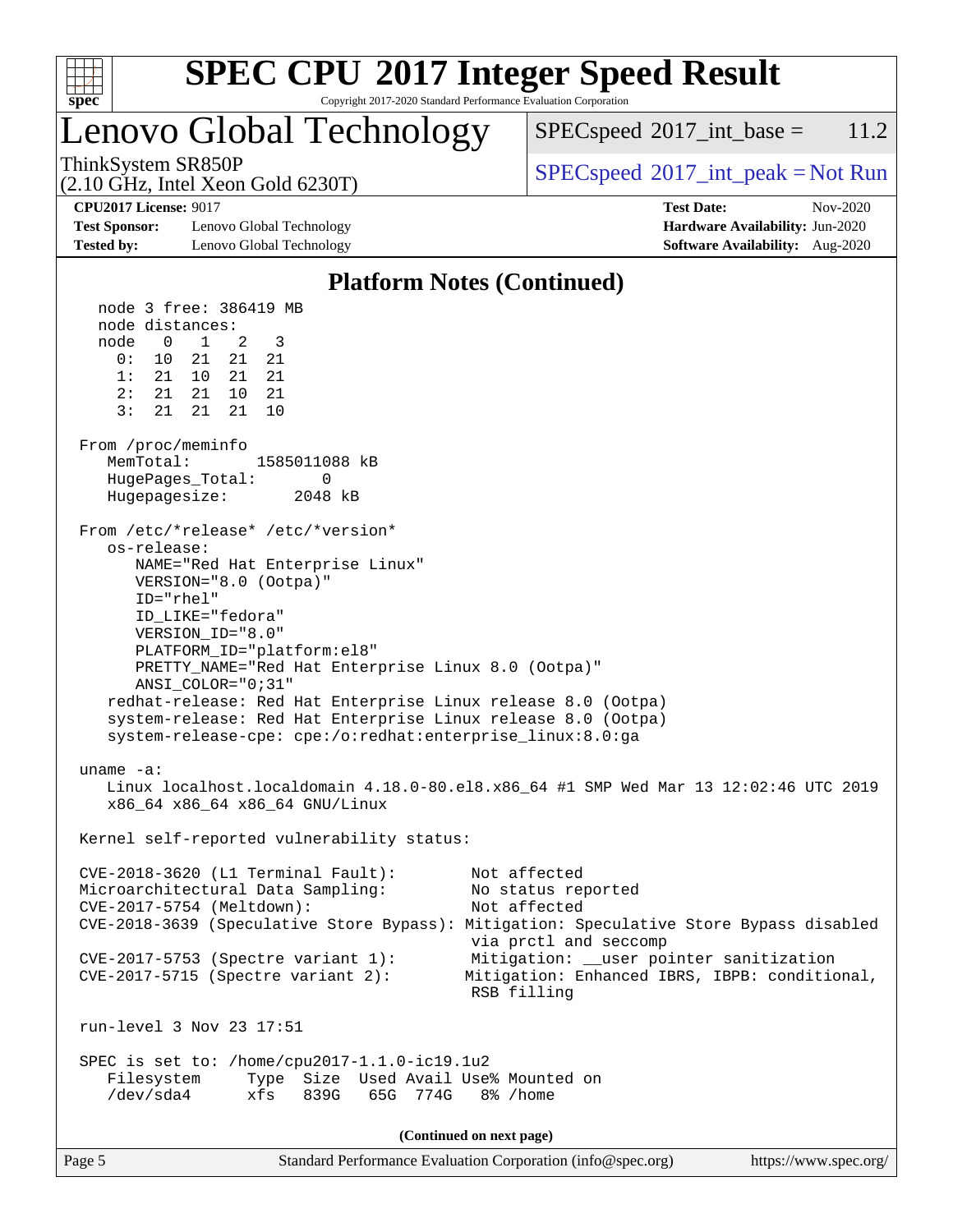## Platform Notes (Continued)

```
  node 3 free: 386419 MB
  node distances:
  node   0   1   2   3
    0:  10  21  21  21
    1:  21  10  21  21
    2:  21  21  10  21
    3:  21  21  21  10

From /proc/meminfo
   MemTotal:       1585011088 kB
   HugePages_Total:       0
   Hugepagesize:       2048 kB

From /etc/*release* /etc/*version*
   os-release:
      NAME="Red Hat Enterprise Linux"
      VERSION="8.0 (Ootpa)"
      ID="rhel"
      ID_LIKE="fedora"
      VERSION_ID="8.0"
      PLATFORM_ID="platform:el8"
      PRETTY_NAME="Red Hat Enterprise Linux 8.0 (Ootpa)"
      ANSI_COLOR="0;31"
   redhat-release: Red Hat Enterprise Linux release 8.0 (Ootpa)
   system-release: Red Hat Enterprise Linux release 8.0 (Ootpa)
   system-release-cpe: cpe:/o:redhat:enterprise_linux:8.0:ga

uname -a:
   Linux localhost.localdomain 4.18.0-80.el8.x86_64 #1 SMP Wed Mar 13 12:02:46 UTC 2019
   x86_64 x86_64 x86_64 GNU/Linux

Kernel self-reported vulnerability status:

CVE-2018-3620 (L1 Terminal Fault):        Not affected
Microarchitectural Data Sampling:         No status reported
CVE-2017-5754 (Meltdown):                 Not affected
CVE-2018-3639 (Speculative Store Bypass): Mitigation: Speculative Store Bypass disabled
                                          via prctl and seccomp
CVE-2017-5753 (Spectre variant 1):        Mitigation: __user pointer sanitization
CVE-2017-5715 (Spectre variant 2):        Mitigation: Enhanced IBRS, IBPB: conditional,
                                          RSB filling

run-level 3 Nov 23 17:51

SPEC is set to: /home/cpu2017-1.1.0-ic19.1u2
   Filesystem     Type  Size  Used Avail Use% Mounted on
   /dev/sda4      xfs   839G   65G  774G   8% /home
```

(Continued on next page)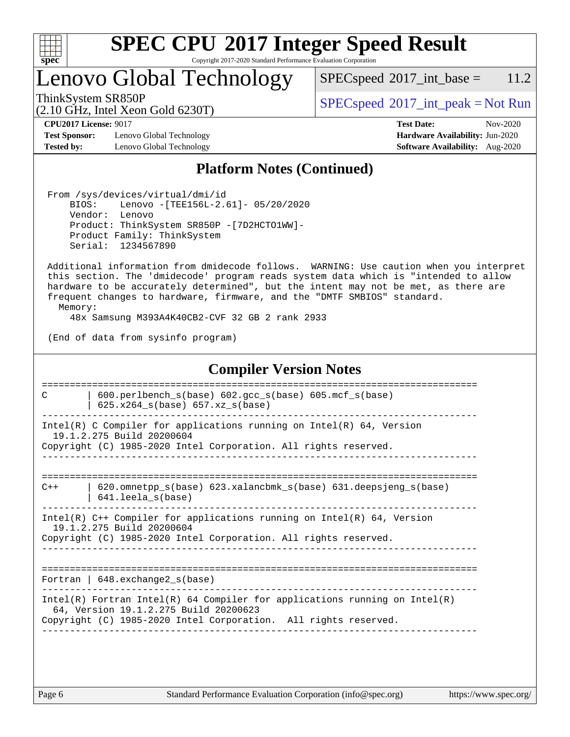# SPEC CPU 2017 Integer Speed Result

Copyright 2017-2020 Standard Performance Evaluation Corporation

## Lenovo Global Technology

ThinkSystem SR850P
(2.10 GHz, Intel Xeon Gold 6230T)

SPECspeed 2017_int_base = 11.2

SPECspeed 2017_int_peak = Not Run

**CPU2017 License:** 9017
**Test Sponsor:** Lenovo Global Technology
**Tested by:** Lenovo Global Technology

**Test Date:** Nov-2020
**Hardware Availability:** Jun-2020
**Software Availability:** Aug-2020

## Platform Notes (Continued)

```
 From /sys/devices/virtual/dmi/id
     BIOS:    Lenovo -[TEE156L-2.61]- 05/20/2020
     Vendor:  Lenovo
     Product: ThinkSystem SR850P -[7D2HCTO1WW]-
     Product Family: ThinkSystem
     Serial:  1234567890

 Additional information from dmidecode follows.  WARNING: Use caution when you interpret
 this section. The 'dmidecode' program reads system data which is "intended to allow
 hardware to be accurately determined", but the intent may not be met, as there are
 frequent changes to hardware, firmware, and the "DMTF SMBIOS" standard.
   Memory:
     48x Samsung M393A4K40CB2-CVF 32 GB 2 rank 2933

 (End of data from sysinfo program)
```

## Compiler Version Notes

```
==============================================================================
C       | 600.perlbench_s(base) 602.gcc_s(base) 605.mcf_s(base)
        | 625.x264_s(base) 657.xz_s(base)
------------------------------------------------------------------------------
Intel(R) C Compiler for applications running on Intel(R) 64, Version
  19.1.2.275 Build 20200604
Copyright (C) 1985-2020 Intel Corporation. All rights reserved.
------------------------------------------------------------------------------

==============================================================================
C++     | 620.omnetpp_s(base) 623.xalancbmk_s(base) 631.deepsjeng_s(base)
        | 641.leela_s(base)
------------------------------------------------------------------------------
Intel(R) C++ Compiler for applications running on Intel(R) 64, Version
  19.1.2.275 Build 20200604
Copyright (C) 1985-2020 Intel Corporation. All rights reserved.
------------------------------------------------------------------------------

==============================================================================
Fortran | 648.exchange2_s(base)
------------------------------------------------------------------------------
Intel(R) Fortran Intel(R) 64 Compiler for applications running on Intel(R)
  64, Version 19.1.2.275 Build 20200623
Copyright (C) 1985-2020 Intel Corporation.  All rights reserved.
------------------------------------------------------------------------------
```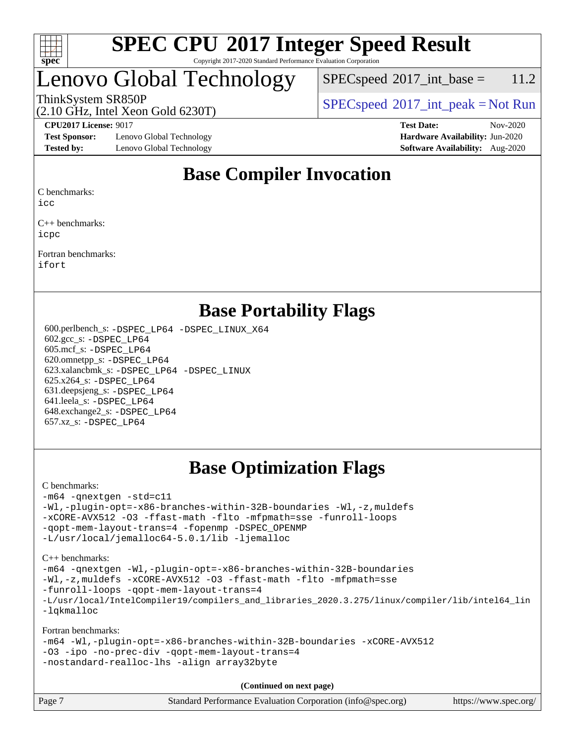# SPEC CPU 2017 Integer Speed Result

Copyright 2017-2020 Standard Performance Evaluation Corporation

## Lenovo Global Technology

ThinkSystem SR850P
(2.10 GHz, Intel Xeon Gold 6230T)

SPECspeed 2017_int_base = 11.2

SPECspeed 2017_int_peak = Not Run

**CPU2017 License:** 9017
**Test Sponsor:** Lenovo Global Technology
**Tested by:** Lenovo Global Technology

**Test Date:** Nov-2020
**Hardware Availability:** Jun-2020
**Software Availability:** Aug-2020

## Base Compiler Invocation

C benchmarks:
icc

C++ benchmarks:
icpc

Fortran benchmarks:
ifort

## Base Portability Flags

600.perlbench_s: -DSPEC_LP64 -DSPEC_LINUX_X64
602.gcc_s: -DSPEC_LP64
605.mcf_s: -DSPEC_LP64
620.omnetpp_s: -DSPEC_LP64
623.xalancbmk_s: -DSPEC_LP64 -DSPEC_LINUX
625.x264_s: -DSPEC_LP64
631.deepsjeng_s: -DSPEC_LP64
641.leela_s: -DSPEC_LP64
648.exchange2_s: -DSPEC_LP64
657.xz_s: -DSPEC_LP64

## Base Optimization Flags

C benchmarks:

```
-m64 -qnextgen -std=c11
-Wl,-plugin-opt=-x86-branches-within-32B-boundaries -Wl,-z,muldefs
-xCORE-AVX512 -O3 -ffast-math -flto -mfpmath=sse -funroll-loops
-qopt-mem-layout-trans=4 -fopenmp -DSPEC_OPENMP
-L/usr/local/jemalloc64-5.0.1/lib -ljemalloc
```

C++ benchmarks:

```
-m64 -qnextgen -Wl,-plugin-opt=-x86-branches-within-32B-boundaries
-Wl,-z,muldefs -xCORE-AVX512 -O3 -ffast-math -flto -mfpmath=sse
-funroll-loops -qopt-mem-layout-trans=4
-L/usr/local/IntelCompiler19/compilers_and_libraries_2020.3.275/linux/compiler/lib/intel64_lin
-lqkmalloc
```

Fortran benchmarks:

```
-m64 -Wl,-plugin-opt=-x86-branches-within-32B-boundaries -xCORE-AVX512
-O3 -ipo -no-prec-div -qopt-mem-layout-trans=4
-nostandard-realloc-lhs -align array32byte
```

**(Continued on next page)**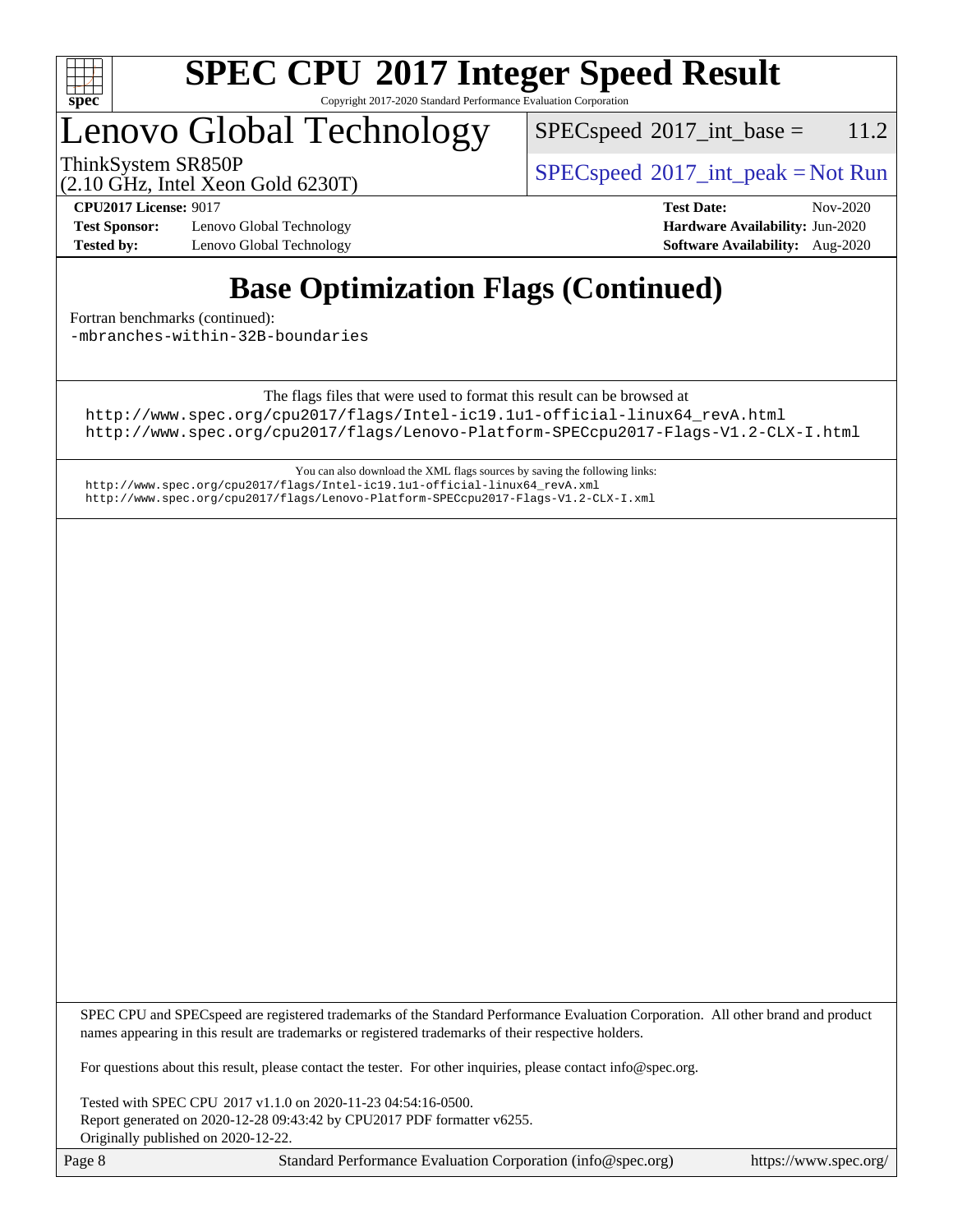## Base Optimization Flags (Continued)

Fortran benchmarks (continued):
-mbranches-within-32B-boundaries

The flags files that were used to format this result can be browsed at
http://www.spec.org/cpu2017/flags/Intel-ic19.1u1-official-linux64_revA.html
http://www.spec.org/cpu2017/flags/Lenovo-Platform-SPECcpu2017-Flags-V1.2-CLX-I.html

You can also download the XML flags sources by saving the following links:
http://www.spec.org/cpu2017/flags/Intel-ic19.1u1-official-linux64_revA.xml
http://www.spec.org/cpu2017/flags/Lenovo-Platform-SPECcpu2017-Flags-V1.2-CLX-I.xml

SPEC CPU and SPECspeed are registered trademarks of the Standard Performance Evaluation Corporation. All other brand and product names appearing in this result are trademarks or registered trademarks of their respective holders.

For questions about this result, please contact the tester. For other inquiries, please contact info@spec.org.

Tested with SPEC CPU 2017 v1.1.0 on 2020-11-23 04:54:16-0500.
Report generated on 2020-12-28 09:43:42 by CPU2017 PDF formatter v6255.
Originally published on 2020-12-22.